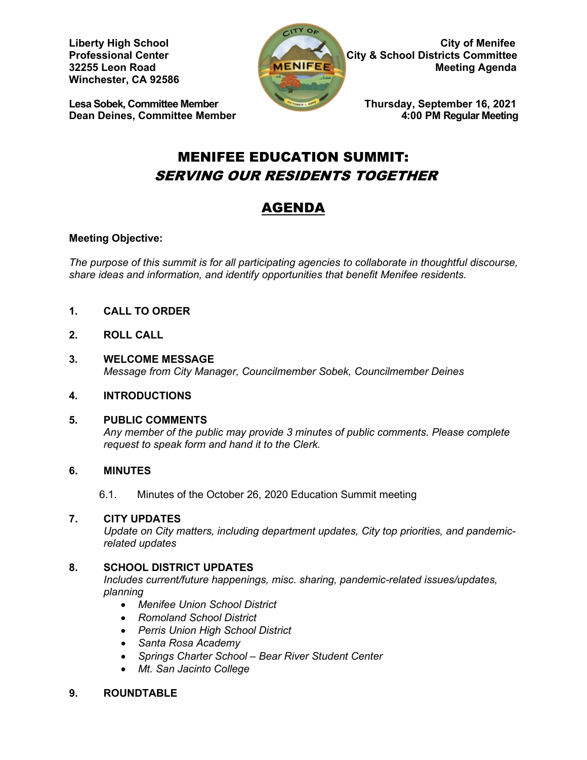**Liberty High School**
**Professional Center**
**32255 Leon Road**
**Winchester, CA 92586**

**City of Menifee**
**City & School Districts Committee**
**Meeting Agenda**

**Lesa Sobek, Committee Member**
**Dean Deines, Committee Member**

**Thursday, September 16, 2021**
**4:00 PM Regular Meeting**

# MENIFEE EDUCATION SUMMIT: *SERVING OUR RESIDENTS TOGETHER*

## AGENDA

**Meeting Objective:**

*The purpose of this summit is for all participating agencies to collaborate in thoughtful discourse, share ideas and information, and identify opportunities that benefit Menifee residents.*

**1. CALL TO ORDER**

**2. ROLL CALL**

**3. WELCOME MESSAGE**
*Message from City Manager, Councilmember Sobek, Councilmember Deines*

**4. INTRODUCTIONS**

**5. PUBLIC COMMENTS**
*Any member of the public may provide 3 minutes of public comments. Please complete request to speak form and hand it to the Clerk.*

**6. MINUTES**

6.1. Minutes of the October 26, 2020 Education Summit meeting

**7. CITY UPDATES**
*Update on City matters, including department updates, City top priorities, and pandemic-related updates*

**8. SCHOOL DISTRICT UPDATES**
*Includes current/future happenings, misc. sharing, pandemic-related issues/updates, planning*

- *Menifee Union School District*
- *Romoland School District*
- *Perris Union High School District*
- *Santa Rosa Academy*
- *Springs Charter School – Bear River Student Center*
- *Mt. San Jacinto College*

**9. ROUNDTABLE**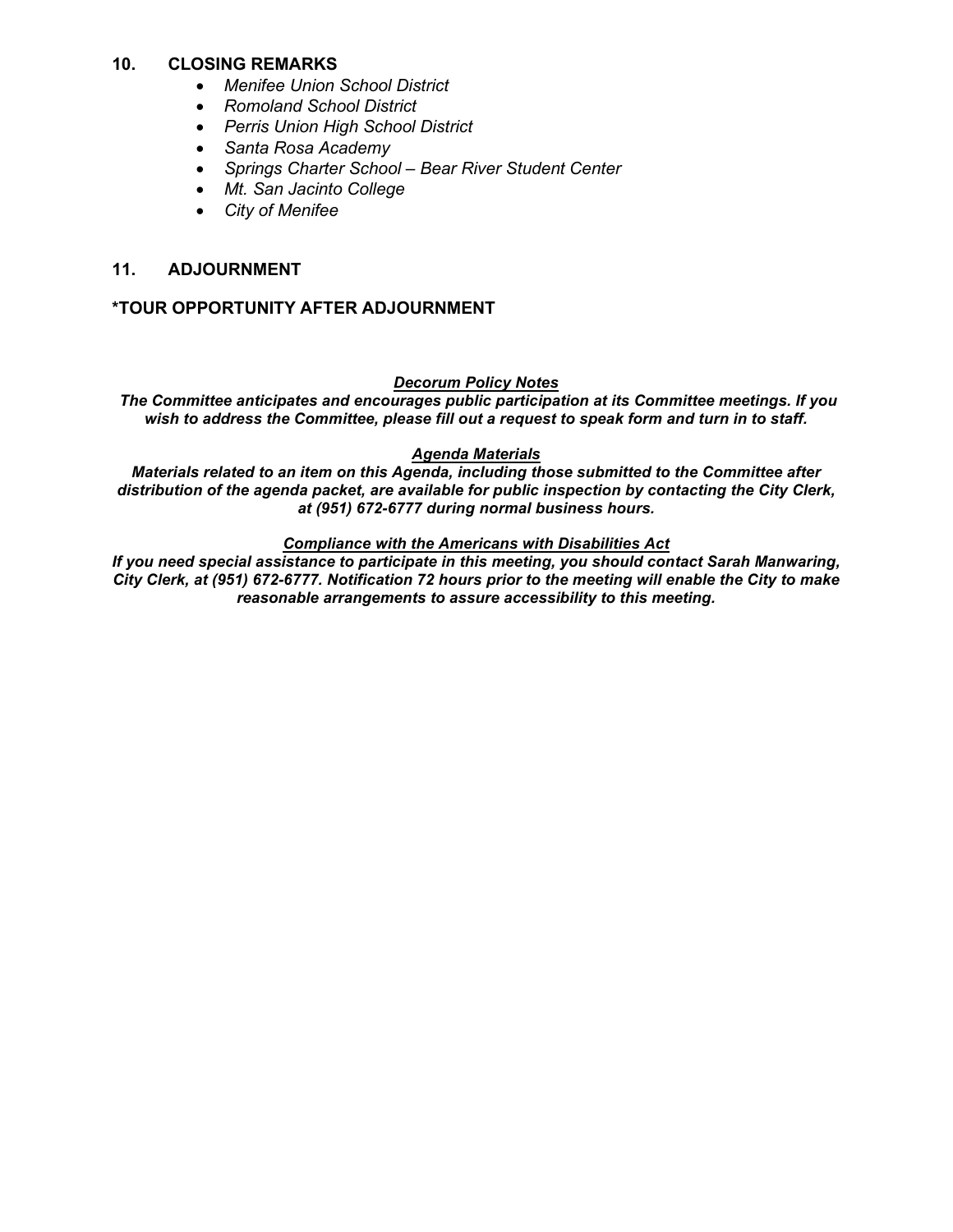## 10. CLOSING REMARKS

- *Menifee Union School District*
- *Romoland School District*
- *Perris Union High School District*
- *Santa Rosa Academy*
- *Springs Charter School – Bear River Student Center*
- *Mt. San Jacinto College*
- *City of Menifee*

## 11. ADJOURNMENT

**\*TOUR OPPORTUNITY AFTER ADJOURNMENT**

***<u>Decorum Policy Notes</u>***

***The Committee anticipates and encourages public participation at its Committee meetings. If you wish to address the Committee, please fill out a request to speak form and turn in to staff.***

***<u>Agenda Materials</u>***

***Materials related to an item on this Agenda, including those submitted to the Committee after distribution of the agenda packet, are available for public inspection by contacting the City Clerk, at (951) 672-6777 during normal business hours.***

***<u>Compliance with the Americans with Disabilities Act</u>***

***If you need special assistance to participate in this meeting, you should contact Sarah Manwaring, City Clerk, at (951) 672-6777. Notification 72 hours prior to the meeting will enable the City to make reasonable arrangements to assure accessibility to this meeting.***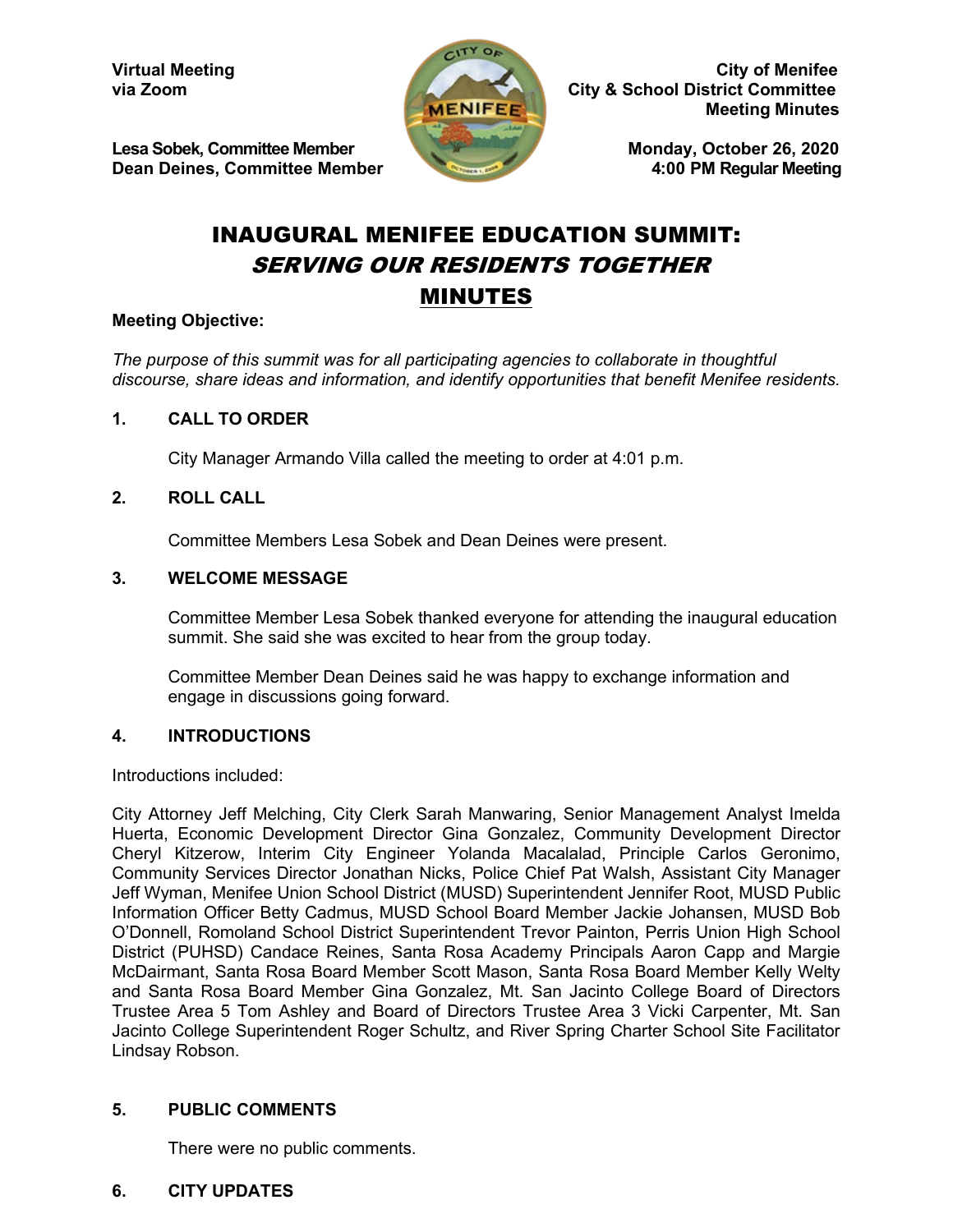**Virtual Meeting**
**via Zoom**

**Lesa Sobek, Committee Member**
**Dean Deines, Committee Member**

**City of Menifee**
**City & School District Committee**
**Meeting Minutes**

**Monday, October 26, 2020**
**4:00 PM Regular Meeting**

# INAUGURAL MENIFEE EDUCATION SUMMIT: *SERVING OUR RESIDENTS TOGETHER*

## MINUTES

**Meeting Objective:**

*The purpose of this summit was for all participating agencies to collaborate in thoughtful discourse, share ideas and information, and identify opportunities that benefit Menifee residents.*

### 1. CALL TO ORDER

City Manager Armando Villa called the meeting to order at 4:01 p.m.

### 2. ROLL CALL

Committee Members Lesa Sobek and Dean Deines were present.

### 3. WELCOME MESSAGE

Committee Member Lesa Sobek thanked everyone for attending the inaugural education summit. She said she was excited to hear from the group today.

Committee Member Dean Deines said he was happy to exchange information and engage in discussions going forward.

### 4. INTRODUCTIONS

Introductions included:

City Attorney Jeff Melching, City Clerk Sarah Manwaring, Senior Management Analyst Imelda Huerta, Economic Development Director Gina Gonzalez, Community Development Director Cheryl Kitzerow, Interim City Engineer Yolanda Macalalad, Principle Carlos Geronimo, Community Services Director Jonathan Nicks, Police Chief Pat Walsh, Assistant City Manager Jeff Wyman, Menifee Union School District (MUSD) Superintendent Jennifer Root, MUSD Public Information Officer Betty Cadmus, MUSD School Board Member Jackie Johansen, MUSD Bob O'Donnell, Romoland School District Superintendent Trevor Painton, Perris Union High School District (PUHSD) Candace Reines, Santa Rosa Academy Principals Aaron Capp and Margie McDairmant, Santa Rosa Board Member Scott Mason, Santa Rosa Board Member Kelly Welty and Santa Rosa Board Member Gina Gonzalez, Mt. San Jacinto College Board of Directors Trustee Area 5 Tom Ashley and Board of Directors Trustee Area 3 Vicki Carpenter, Mt. San Jacinto College Superintendent Roger Schultz, and River Spring Charter School Site Facilitator Lindsay Robson.

### 5. PUBLIC COMMENTS

There were no public comments.

### 6. CITY UPDATES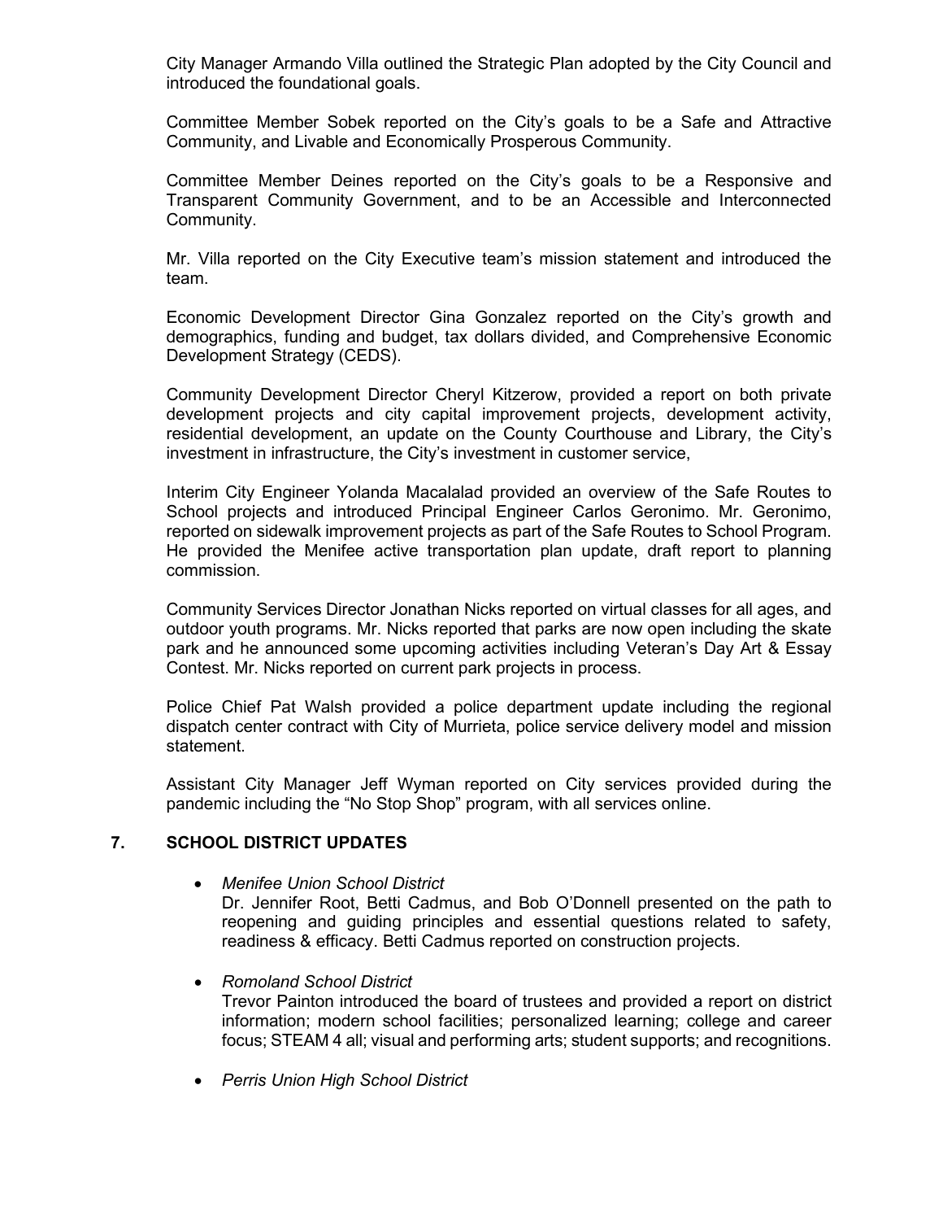City Manager Armando Villa outlined the Strategic Plan adopted by the City Council and introduced the foundational goals.

Committee Member Sobek reported on the City's goals to be a Safe and Attractive Community, and Livable and Economically Prosperous Community.

Committee Member Deines reported on the City's goals to be a Responsive and Transparent Community Government, and to be an Accessible and Interconnected Community.

Mr. Villa reported on the City Executive team's mission statement and introduced the team.

Economic Development Director Gina Gonzalez reported on the City's growth and demographics, funding and budget, tax dollars divided, and Comprehensive Economic Development Strategy (CEDS).

Community Development Director Cheryl Kitzerow, provided a report on both private development projects and city capital improvement projects, development activity, residential development, an update on the County Courthouse and Library, the City's investment in infrastructure, the City's investment in customer service,

Interim City Engineer Yolanda Macalalad provided an overview of the Safe Routes to School projects and introduced Principal Engineer Carlos Geronimo. Mr. Geronimo, reported on sidewalk improvement projects as part of the Safe Routes to School Program. He provided the Menifee active transportation plan update, draft report to planning commission.

Community Services Director Jonathan Nicks reported on virtual classes for all ages, and outdoor youth programs. Mr. Nicks reported that parks are now open including the skate park and he announced some upcoming activities including Veteran's Day Art & Essay Contest. Mr. Nicks reported on current park projects in process.

Police Chief Pat Walsh provided a police department update including the regional dispatch center contract with City of Murrieta, police service delivery model and mission statement.

Assistant City Manager Jeff Wyman reported on City services provided during the pandemic including the "No Stop Shop" program, with all services online.

## 7. SCHOOL DISTRICT UPDATES

- *Menifee Union School District*
  Dr. Jennifer Root, Betti Cadmus, and Bob O'Donnell presented on the path to reopening and guiding principles and essential questions related to safety, readiness & efficacy. Betti Cadmus reported on construction projects.

- *Romoland School District*
  Trevor Painton introduced the board of trustees and provided a report on district information; modern school facilities; personalized learning; college and career focus; STEAM 4 all; visual and performing arts; student supports; and recognitions.

- *Perris Union High School District*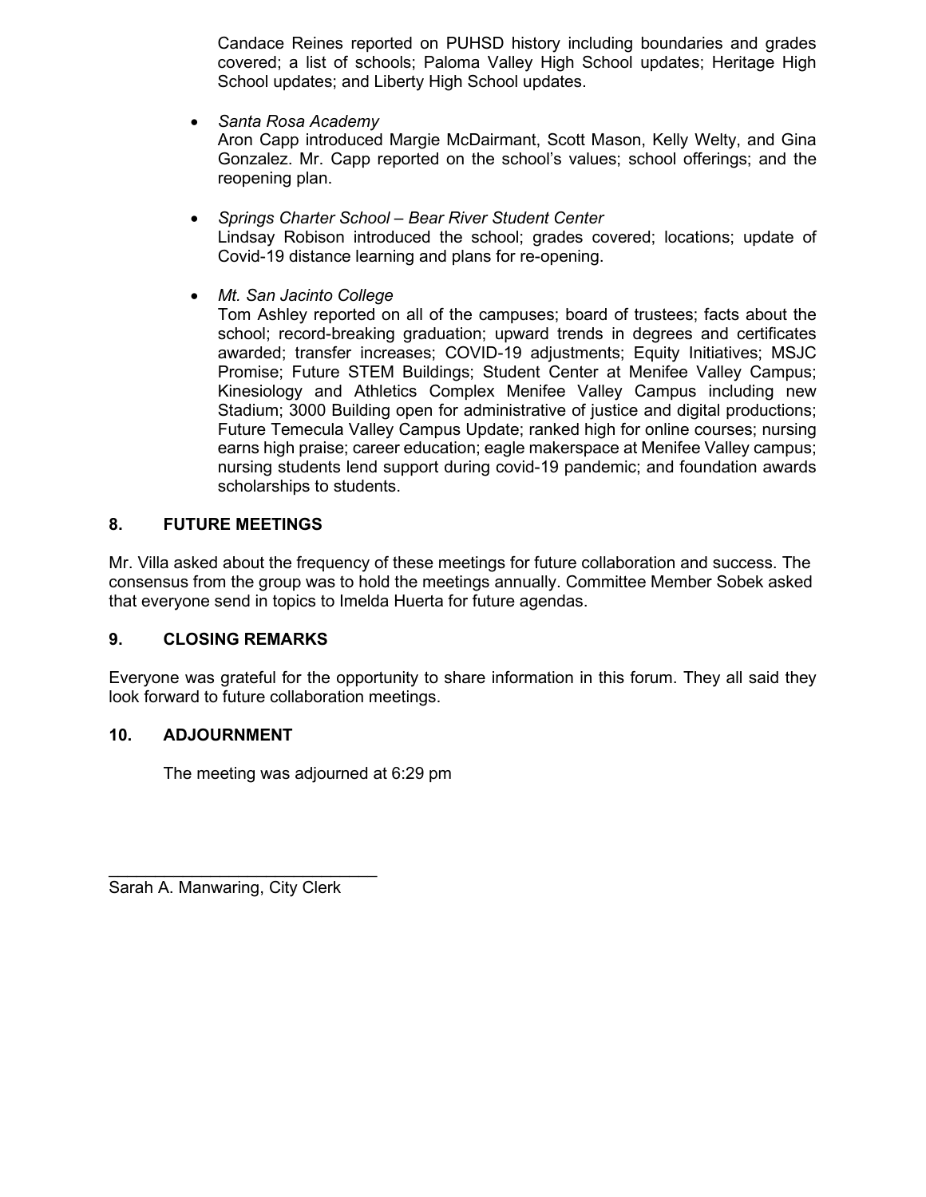Candace Reines reported on PUHSD history including boundaries and grades covered; a list of schools; Paloma Valley High School updates; Heritage High School updates; and Liberty High School updates.

- *Santa Rosa Academy*
  Aron Capp introduced Margie McDairmant, Scott Mason, Kelly Welty, and Gina Gonzalez. Mr. Capp reported on the school's values; school offerings; and the reopening plan.

- *Springs Charter School – Bear River Student Center*
  Lindsay Robison introduced the school; grades covered; locations; update of Covid-19 distance learning and plans for re-opening.

- *Mt. San Jacinto College*
  Tom Ashley reported on all of the campuses; board of trustees; facts about the school; record-breaking graduation; upward trends in degrees and certificates awarded; transfer increases; COVID-19 adjustments; Equity Initiatives; MSJC Promise; Future STEM Buildings; Student Center at Menifee Valley Campus; Kinesiology and Athletics Complex Menifee Valley Campus including new Stadium; 3000 Building open for administrative of justice and digital productions; Future Temecula Valley Campus Update; ranked high for online courses; nursing earns high praise; career education; eagle makerspace at Menifee Valley campus; nursing students lend support during covid-19 pandemic; and foundation awards scholarships to students.

## 8. FUTURE MEETINGS

Mr. Villa asked about the frequency of these meetings for future collaboration and success. The consensus from the group was to hold the meetings annually. Committee Member Sobek asked that everyone send in topics to Imelda Huerta for future agendas.

## 9. CLOSING REMARKS

Everyone was grateful for the opportunity to share information in this forum. They all said they look forward to future collaboration meetings.

## 10. ADJOURNMENT

The meeting was adjourned at 6:29 pm

\_\_\_\_\_\_\_\_\_\_\_\_\_\_\_\_\_\_\_\_\_\_\_\_\_\_\_\_\_\_
Sarah A. Manwaring, City Clerk